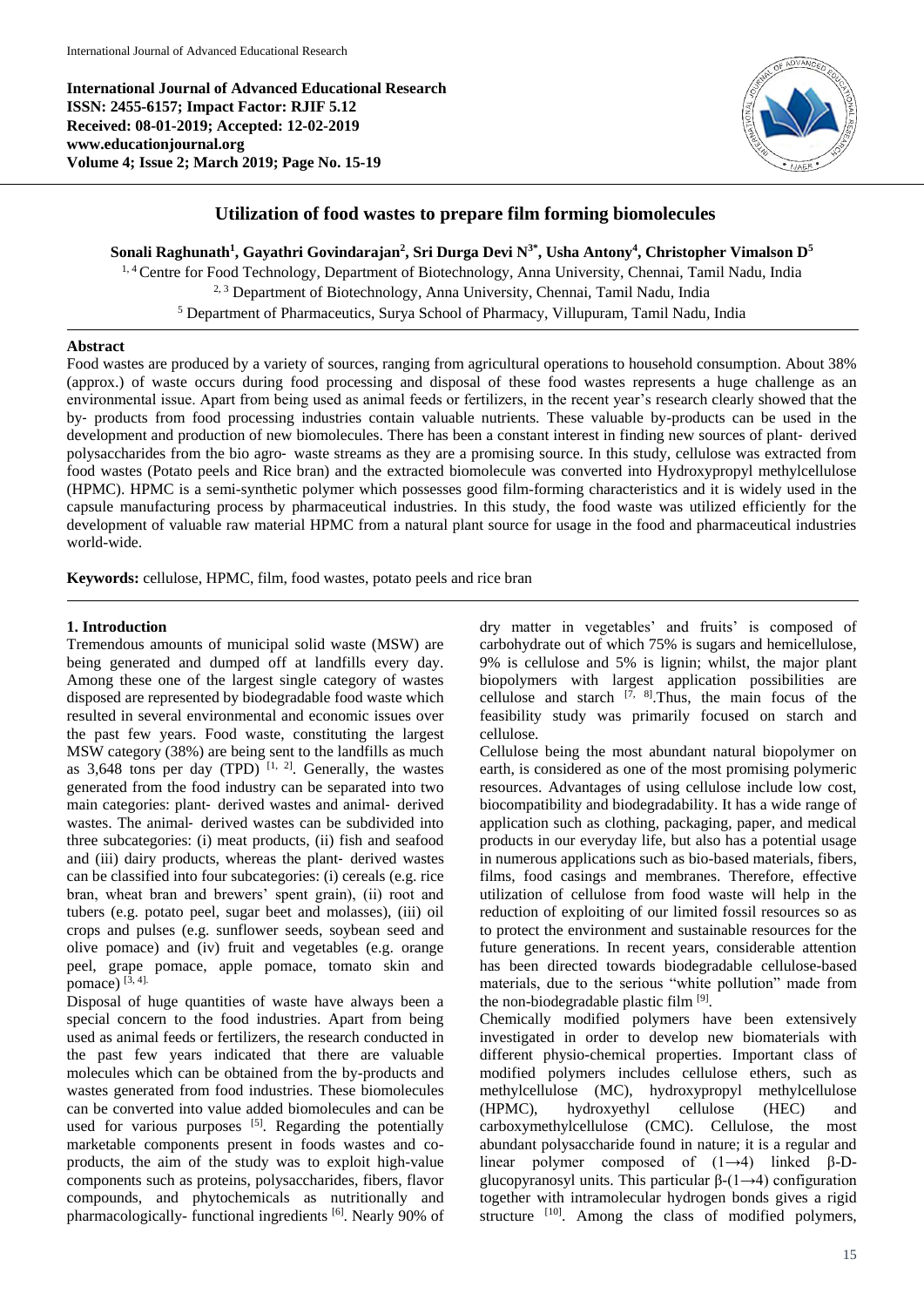**International Journal of Advanced Educational Research**
**ISSN: 2455-6157; Impact Factor: RJIF 5.12**
**Received: 08-01-2019; Accepted: 12-02-2019**
**www.educationjournal.org**
**Volume 4; Issue 2; March 2019; Page No. 15-19**

# Utilization of food wastes to prepare film forming biomolecules

**Sonali Raghunath[1], Gayathri Govindarajan[2], Sri Durga Devi N[3*], Usha Antony[4], Christopher Vimalson D[5]**

[1, 4] Centre for Food Technology, Department of Biotechnology, Anna University, Chennai, Tamil Nadu, India
[2, 3] Department of Biotechnology, Anna University, Chennai, Tamil Nadu, India
[5] Department of Pharmaceutics, Surya School of Pharmacy, Villupuram, Tamil Nadu, India

## Abstract

Food wastes are produced by a variety of sources, ranging from agricultural operations to household consumption. About 38% (approx.) of waste occurs during food processing and disposal of these food wastes represents a huge challenge as an environmental issue. Apart from being used as animal feeds or fertilizers, in the recent year's research clearly showed that the by- products from food processing industries contain valuable nutrients. These valuable by-products can be used in the development and production of new biomolecules. There has been a constant interest in finding new sources of plant- derived polysaccharides from the bio agro- waste streams as they are a promising source. In this study, cellulose was extracted from food wastes (Potato peels and Rice bran) and the extracted biomolecule was converted into Hydroxypropyl methylcellulose (HPMC). HPMC is a semi-synthetic polymer which possesses good film-forming characteristics and it is widely used in the capsule manufacturing process by pharmaceutical industries. In this study, the food waste was utilized efficiently for the development of valuable raw material HPMC from a natural plant source for usage in the food and pharmaceutical industries world-wide.

**Keywords:** cellulose, HPMC, film, food wastes, potato peels and rice bran

## 1. Introduction

Tremendous amounts of municipal solid waste (MSW) are being generated and dumped off at landfills every day. Among these one of the largest single category of wastes disposed are represented by biodegradable food waste which resulted in several environmental and economic issues over the past few years. Food waste, constituting the largest MSW category (38%) are being sent to the landfills as much as 3,648 tons per day (TPD) [1, 2]. Generally, the wastes generated from the food industry can be separated into two main categories: plant- derived wastes and animal- derived wastes. The animal- derived wastes can be subdivided into three subcategories: (i) meat products, (ii) fish and seafood and (iii) dairy products, whereas the plant- derived wastes can be classified into four subcategories: (i) cereals (e.g. rice bran, wheat bran and brewers' spent grain), (ii) root and tubers (e.g. potato peel, sugar beet and molasses), (iii) oil crops and pulses (e.g. sunflower seeds, soybean seed and olive pomace) and (iv) fruit and vegetables (e.g. orange peel, grape pomace, apple pomace, tomato skin and pomace) [3, 4].

Disposal of huge quantities of waste have always been a special concern to the food industries. Apart from being used as animal feeds or fertilizers, the research conducted in the past few years indicated that there are valuable molecules which can be obtained from the by-products and wastes generated from food industries. These biomolecules can be converted into value added biomolecules and can be used for various purposes [5]. Regarding the potentially marketable components present in foods wastes and co-products, the aim of the study was to exploit high-value components such as proteins, polysaccharides, fibers, flavor compounds, and phytochemicals as nutritionally and pharmacologically- functional ingredients [6]. Nearly 90% of dry matter in vegetables' and fruits' is composed of carbohydrate out of which 75% is sugars and hemicellulose, 9% is cellulose and 5% is lignin; whilst, the major plant biopolymers with largest application possibilities are cellulose and starch [7, 8].Thus, the main focus of the feasibility study was primarily focused on starch and cellulose.

Cellulose being the most abundant natural biopolymer on earth, is considered as one of the most promising polymeric resources. Advantages of using cellulose include low cost, biocompatibility and biodegradability. It has a wide range of application such as clothing, packaging, paper, and medical products in our everyday life, but also has a potential usage in numerous applications such as bio-based materials, fibers, films, food casings and membranes. Therefore, effective utilization of cellulose from food waste will help in the reduction of exploiting of our limited fossil resources so as to protect the environment and sustainable resources for the future generations. In recent years, considerable attention has been directed towards biodegradable cellulose-based materials, due to the serious "white pollution" made from the non-biodegradable plastic film [9].

Chemically modified polymers have been extensively investigated in order to develop new biomaterials with different physio-chemical properties. Important class of modified polymers includes cellulose ethers, such as methylcellulose (MC), hydroxypropyl methylcellulose (HPMC), hydroxyethyl cellulose (HEC) and carboxymethylcellulose (CMC). Cellulose, the most abundant polysaccharide found in nature; it is a regular and linear polymer composed of $(1\rightarrow4)$ linked β-D-glucopyranosyl units. This particular β-$(1\rightarrow4)$ configuration together with intramolecular hydrogen bonds gives a rigid structure [10]. Among the class of modified polymers,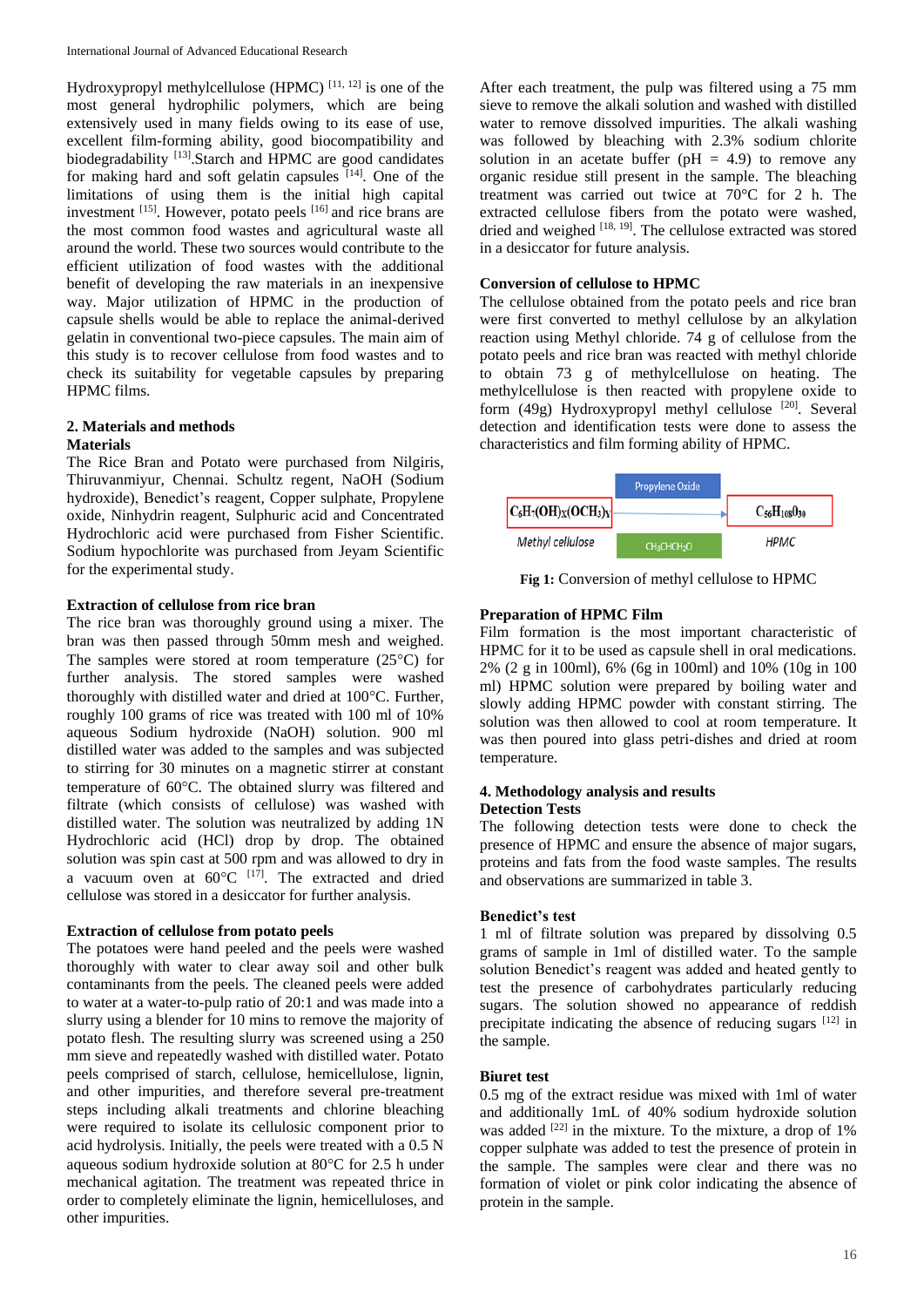Hydroxypropyl methylcellulose (HPMC) [11, 12] is one of the most general hydrophilic polymers, which are being extensively used in many fields owing to its ease of use, excellent film-forming ability, good biocompatibility and biodegradability [13].Starch and HPMC are good candidates for making hard and soft gelatin capsules [14]. One of the limitations of using them is the initial high capital investment [15]. However, potato peels [16] and rice brans are the most common food wastes and agricultural waste all around the world. These two sources would contribute to the efficient utilization of food wastes with the additional benefit of developing the raw materials in an inexpensive way. Major utilization of HPMC in the production of capsule shells would be able to replace the animal-derived gelatin in conventional two-piece capsules. The main aim of this study is to recover cellulose from food wastes and to check its suitability for vegetable capsules by preparing HPMC films.

## 2. Materials and methods

### Materials

The Rice Bran and Potato were purchased from Nilgiris, Thiruvanmiyur, Chennai. Schultz regent, NaOH (Sodium hydroxide), Benedict's reagent, Copper sulphate, Propylene oxide, Ninhydrin reagent, Sulphuric acid and Concentrated Hydrochloric acid were purchased from Fisher Scientific. Sodium hypochlorite was purchased from Jeyam Scientific for the experimental study.

### Extraction of cellulose from rice bran

The rice bran was thoroughly ground using a mixer. The bran was then passed through 50mm mesh and weighed. The samples were stored at room temperature (25°C) for further analysis. The stored samples were washed thoroughly with distilled water and dried at 100°C. Further, roughly 100 grams of rice was treated with 100 ml of 10% aqueous Sodium hydroxide (NaOH) solution. 900 ml distilled water was added to the samples and was subjected to stirring for 30 minutes on a magnetic stirrer at constant temperature of 60°C. The obtained slurry was filtered and filtrate (which consists of cellulose) was washed with distilled water. The solution was neutralized by adding 1N Hydrochloric acid (HCl) drop by drop. The obtained solution was spin cast at 500 rpm and was allowed to dry in a vacuum oven at 60°C [17]. The extracted and dried cellulose was stored in a desiccator for further analysis.

### Extraction of cellulose from potato peels

The potatoes were hand peeled and the peels were washed thoroughly with water to clear away soil and other bulk contaminants from the peels. The cleaned peels were added to water at a water-to-pulp ratio of 20:1 and was made into a slurry using a blender for 10 mins to remove the majority of potato flesh. The resulting slurry was screened using a 250 mm sieve and repeatedly washed with distilled water. Potato peels comprised of starch, cellulose, hemicellulose, lignin, and other impurities, and therefore several pre-treatment steps including alkali treatments and chlorine bleaching were required to isolate its cellulosic component prior to acid hydrolysis. Initially, the peels were treated with a 0.5 N aqueous sodium hydroxide solution at 80°C for 2.5 h under mechanical agitation. The treatment was repeated thrice in order to completely eliminate the lignin, hemicelluloses, and other impurities.

After each treatment, the pulp was filtered using a 75 mm sieve to remove the alkali solution and washed with distilled water to remove dissolved impurities. The alkali washing was followed by bleaching with 2.3% sodium chlorite solution in an acetate buffer (pH = 4.9) to remove any organic residue still present in the sample. The bleaching treatment was carried out twice at 70°C for 2 h. The extracted cellulose fibers from the potato were washed, dried and weighed [18, 19]. The cellulose extracted was stored in a desiccator for future analysis.

### Conversion of cellulose to HPMC

The cellulose obtained from the potato peels and rice bran were first converted to methyl cellulose by an alkylation reaction using Methyl chloride. 74 g of cellulose from the potato peels and rice bran was reacted with methyl chloride to obtain 73 g of methylcellulose on heating. The methylcellulose is then reacted with propylene oxide to form (49g) Hydroxypropyl methyl cellulose [20]. Several detection and identification tests were done to assess the characteristics and film forming ability of HPMC.

$$C_6H_7(OH)_X(OCH_3)_X \xrightarrow[CH_3CHCH_2O]{\text{Propylene Oxide}} C_{56}H_{108}O_{30}$$

Methyl cellulose → HPMC

**Fig 1:** Conversion of methyl cellulose to HPMC

### Preparation of HPMC Film

Film formation is the most important characteristic of HPMC for it to be used as capsule shell in oral medications. 2% (2 g in 100ml), 6% (6g in 100ml) and 10% (10g in 100 ml) HPMC solution were prepared by boiling water and slowly adding HPMC powder with constant stirring. The solution was then allowed to cool at room temperature. It was then poured into glass petri-dishes and dried at room temperature.

## 4. Methodology analysis and results

### Detection Tests

The following detection tests were done to check the presence of HPMC and ensure the absence of major sugars, proteins and fats from the food waste samples. The results and observations are summarized in table 3.

### Benedict's test

1 ml of filtrate solution was prepared by dissolving 0.5 grams of sample in 1ml of distilled water. To the sample solution Benedict's reagent was added and heated gently to test the presence of carbohydrates particularly reducing sugars. The solution showed no appearance of reddish precipitate indicating the absence of reducing sugars [12] in the sample.

### Biuret test

0.5 mg of the extract residue was mixed with 1ml of water and additionally 1mL of 40% sodium hydroxide solution was added [22] in the mixture. To the mixture, a drop of 1% copper sulphate was added to test the presence of protein in the sample. The samples were clear and there was no formation of violet or pink color indicating the absence of protein in the sample.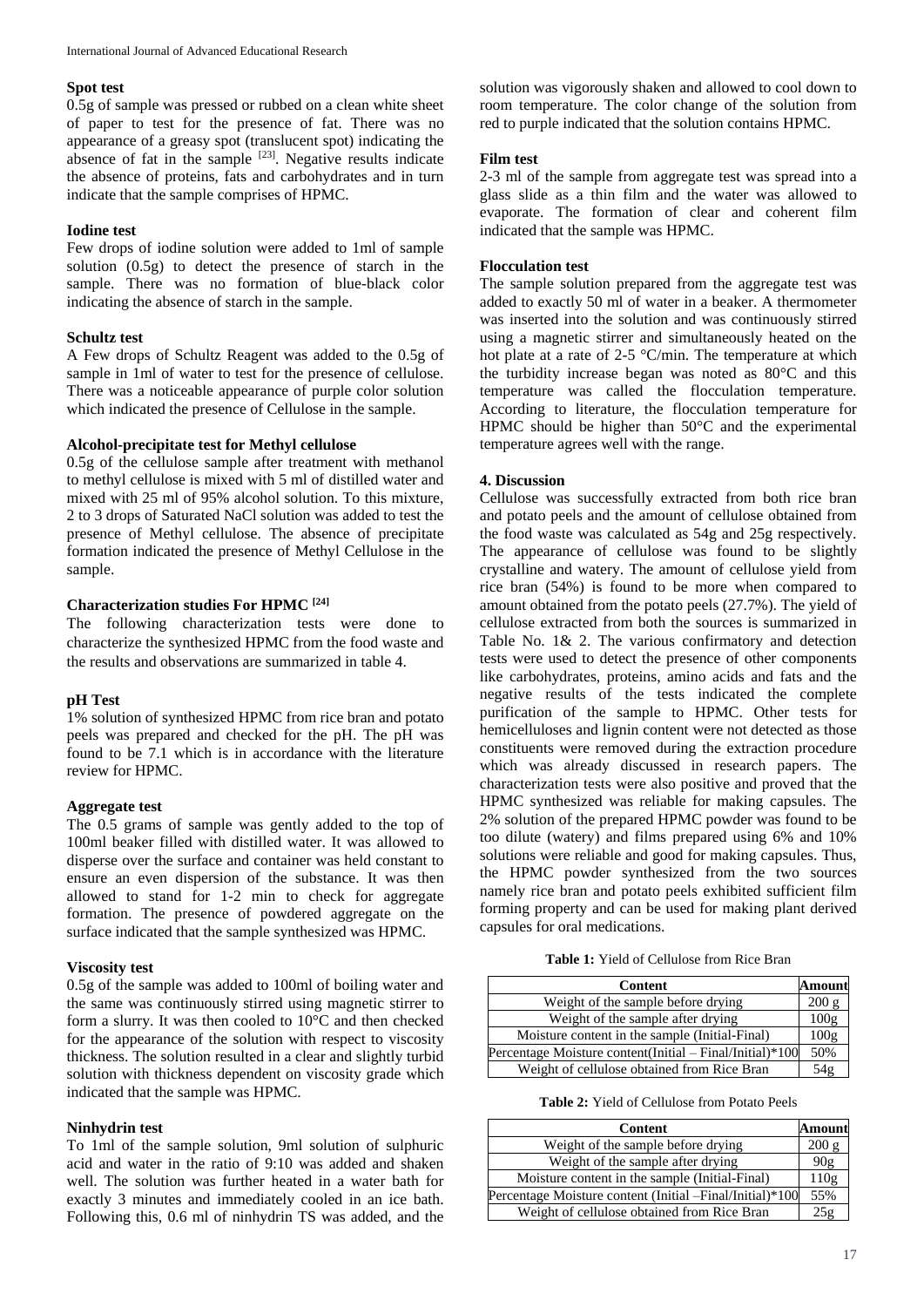### Spot test

0.5g of sample was pressed or rubbed on a clean white sheet of paper to test for the presence of fat. There was no appearance of a greasy spot (translucent spot) indicating the absence of fat in the sample [23]. Negative results indicate the absence of proteins, fats and carbohydrates and in turn indicate that the sample comprises of HPMC.

### Iodine test

Few drops of iodine solution were added to 1ml of sample solution (0.5g) to detect the presence of starch in the sample. There was no formation of blue-black color indicating the absence of starch in the sample.

### Schultz test

A Few drops of Schultz Reagent was added to the 0.5g of sample in 1ml of water to test for the presence of cellulose. There was a noticeable appearance of purple color solution which indicated the presence of Cellulose in the sample.

### Alcohol-precipitate test for Methyl cellulose

0.5g of the cellulose sample after treatment with methanol to methyl cellulose is mixed with 5 ml of distilled water and mixed with 25 ml of 95% alcohol solution. To this mixture, 2 to 3 drops of Saturated NaCl solution was added to test the presence of Methyl cellulose. The absence of precipitate formation indicated the presence of Methyl Cellulose in the sample.

### Characterization studies For HPMC [24]

The following characterization tests were done to characterize the synthesized HPMC from the food waste and the results and observations are summarized in table 4.

### pH Test

1% solution of synthesized HPMC from rice bran and potato peels was prepared and checked for the pH. The pH was found to be 7.1 which is in accordance with the literature review for HPMC.

### Aggregate test

The 0.5 grams of sample was gently added to the top of 100ml beaker filled with distilled water. It was allowed to disperse over the surface and container was held constant to ensure an even dispersion of the substance. It was then allowed to stand for 1-2 min to check for aggregate formation. The presence of powdered aggregate on the surface indicated that the sample synthesized was HPMC.

### Viscosity test

0.5g of the sample was added to 100ml of boiling water and the same was continuously stirred using magnetic stirrer to form a slurry. It was then cooled to 10°C and then checked for the appearance of the solution with respect to viscosity thickness. The solution resulted in a clear and slightly turbid solution with thickness dependent on viscosity grade which indicated that the sample was HPMC.

### Ninhydrin test

To 1ml of the sample solution, 9ml solution of sulphuric acid and water in the ratio of 9:10 was added and shaken well. The solution was further heated in a water bath for exactly 3 minutes and immediately cooled in an ice bath. Following this, 0.6 ml of ninhydrin TS was added, and the solution was vigorously shaken and allowed to cool down to room temperature. The color change of the solution from red to purple indicated that the solution contains HPMC.

### Film test

2-3 ml of the sample from aggregate test was spread into a glass slide as a thin film and the water was allowed to evaporate. The formation of clear and coherent film indicated that the sample was HPMC.

### Flocculation test

The sample solution prepared from the aggregate test was added to exactly 50 ml of water in a beaker. A thermometer was inserted into the solution and was continuously stirred using a magnetic stirrer and simultaneously heated on the hot plate at a rate of 2-5 °C/min. The temperature at which the turbidity increase began was noted as 80°C and this temperature was called the flocculation temperature. According to literature, the flocculation temperature for HPMC should be higher than 50°C and the experimental temperature agrees well with the range.

## 4. Discussion

Cellulose was successfully extracted from both rice bran and potato peels and the amount of cellulose obtained from the food waste was calculated as 54g and 25g respectively. The appearance of cellulose was found to be slightly crystalline and watery. The amount of cellulose yield from rice bran (54%) is found to be more when compared to amount obtained from the potato peels (27.7%). The yield of cellulose extracted from both the sources is summarized in Table No. 1& 2. The various confirmatory and detection tests were used to detect the presence of other components like carbohydrates, proteins, amino acids and fats and the negative results of the tests indicated the complete purification of the sample to HPMC. Other tests for hemicelluloses and lignin content were not detected as those constituents were removed during the extraction procedure which was already discussed in research papers. The characterization tests were also positive and proved that the HPMC synthesized was reliable for making capsules. The 2% solution of the prepared HPMC powder was found to be too dilute (watery) and films prepared using 6% and 10% solutions were reliable and good for making capsules. Thus, the HPMC powder synthesized from the two sources namely rice bran and potato peels exhibited sufficient film forming property and can be used for making plant derived capsules for oral medications.

**Table 1:** Yield of Cellulose from Rice Bran

| Content | Amount |
|---|---|
| Weight of the sample before drying | 200 g |
| Weight of the sample after drying | 100g |
| Moisture content in the sample (Initial-Final) | 100g |
| Percentage Moisture content(Initial – Final/Initial)*100 | 50% |
| Weight of cellulose obtained from Rice Bran | 54g |

**Table 2:** Yield of Cellulose from Potato Peels

| Content | Amount |
|---|---|
| Weight of the sample before drying | 200 g |
| Weight of the sample after drying | 90g |
| Moisture content in the sample (Initial-Final) | 110g |
| Percentage Moisture content (Initial –Final/Initial)*100 | 55% |
| Weight of cellulose obtained from Rice Bran | 25g |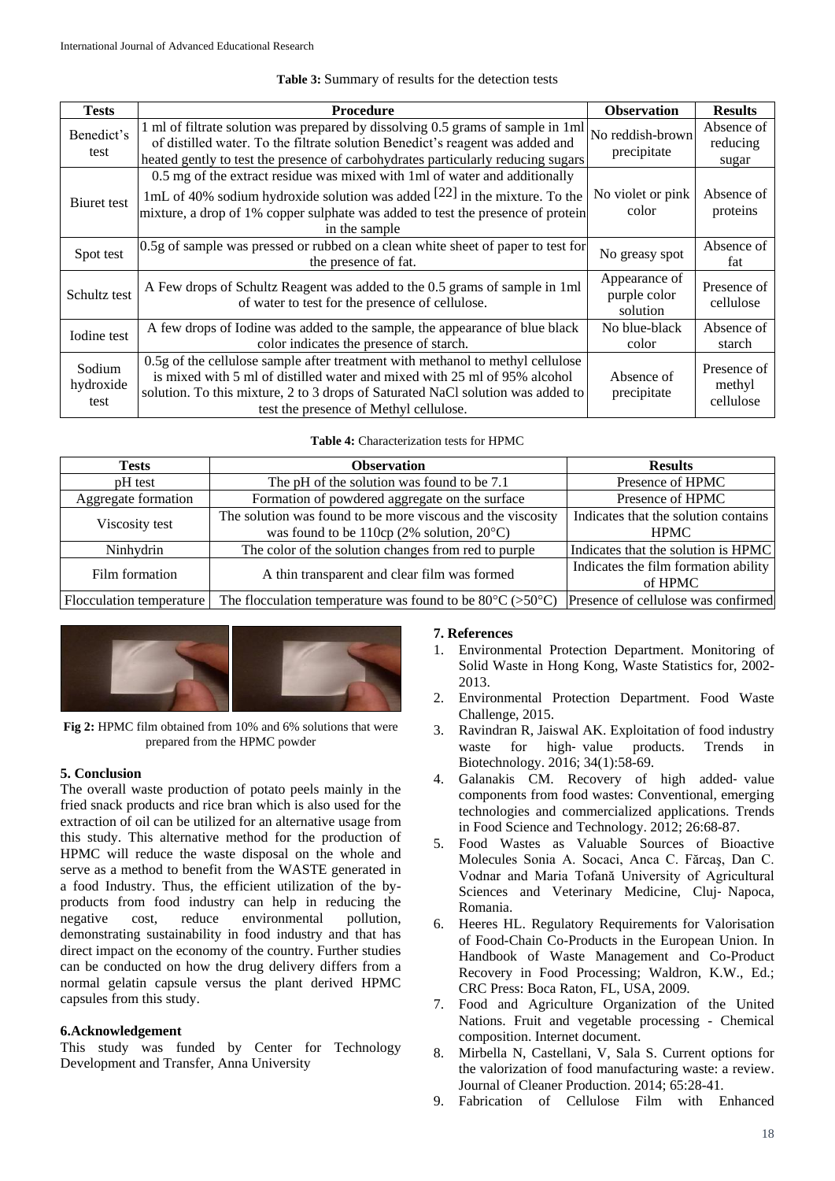**Table 3:** Summary of results for the detection tests

| Tests | Procedure | Observation | Results |
|---|---|---|---|
| Benedict's test | 1 ml of filtrate solution was prepared by dissolving 0.5 grams of sample in 1ml of distilled water. To the filtrate solution Benedict's reagent was added and heated gently to test the presence of carbohydrates particularly reducing sugars | No reddish-brown precipitate | Absence of reducing sugar |
| Biuret test | 0.5 mg of the extract residue was mixed with 1ml of water and additionally 1mL of 40% sodium hydroxide solution was added [22] in the mixture. To the mixture, a drop of 1% copper sulphate was added to test the presence of protein in the sample | No violet or pink color | Absence of proteins |
| Spot test | 0.5g of sample was pressed or rubbed on a clean white sheet of paper to test for the presence of fat. | No greasy spot | Absence of fat |
| Schultz test | A Few drops of Schultz Reagent was added to the 0.5 grams of sample in 1ml of water to test for the presence of cellulose. | Appearance of purple color solution | Presence of cellulose |
| Iodine test | A few drops of Iodine was added to the sample, the appearance of blue black color indicates the presence of starch. | No blue-black color | Absence of starch |
| Sodium hydroxide test | 0.5g of the cellulose sample after treatment with methanol to methyl cellulose is mixed with 5 ml of distilled water and mixed with 25 ml of 95% alcohol solution. To this mixture, 2 to 3 drops of Saturated NaCl solution was added to test the presence of Methyl cellulose. | Absence of precipitate | Presence of methyl cellulose |

**Table 4:** Characterization tests for HPMC

| Tests | Observation | Results |
|---|---|---|
| pH test | The pH of the solution was found to be 7.1 | Presence of HPMC |
| Aggregate formation | Formation of powdered aggregate on the surface | Presence of HPMC |
| Viscosity test | The solution was found to be more viscous and the viscosity was found to be 110cp (2% solution, 20°C) | Indicates that the solution contains HPMC |
| Ninhydrin | The color of the solution changes from red to purple | Indicates that the solution is HPMC |
| Film formation | A thin transparent and clear film was formed | Indicates the film formation ability of HPMC |
| Flocculation temperature | The flocculation temperature was found to be 80°C (>50°C) | Presence of cellulose was confirmed |

**Fig 2:** HPMC film obtained from 10% and 6% solutions that were prepared from the HPMC powder

## 5. Conclusion

The overall waste production of potato peels mainly in the fried snack products and rice bran which is also used for the extraction of oil can be utilized for an alternative usage from this study. This alternative method for the production of HPMC will reduce the waste disposal on the whole and serve as a method to benefit from the WASTE generated in a food Industry. Thus, the efficient utilization of the by-products from food industry can help in reducing the negative cost, reduce environmental pollution, demonstrating sustainability in food industry and that has direct impact on the economy of the country. Further studies can be conducted on how the drug delivery differs from a normal gelatin capsule versus the plant derived HPMC capsules from this study.

## 6.Acknowledgement

This study was funded by Center for Technology Development and Transfer, Anna University

## 7. References

1. Environmental Protection Department. Monitoring of Solid Waste in Hong Kong, Waste Statistics for, 2002-2013.
2. Environmental Protection Department. Food Waste Challenge, 2015.
3. Ravindran R, Jaiswal AK. Exploitation of food industry waste for high‐ value products. Trends in Biotechnology. 2016; 34(1):58-69.
4. Galanakis CM. Recovery of high added‐ value components from food wastes: Conventional, emerging technologies and commercialized applications. Trends in Food Science and Technology. 2012; 26:68-87.
5. Food Wastes as Valuable Sources of Bioactive Molecules Sonia A. Socaci, Anca C. Fărcaş, Dan C. Vodnar and Maria Tofană University of Agricultural Sciences and Veterinary Medicine, Cluj‐ Napoca, Romania.
6. Heeres HL. Regulatory Requirements for Valorisation of Food-Chain Co-Products in the European Union. In Handbook of Waste Management and Co-Product Recovery in Food Processing; Waldron, K.W., Ed.; CRC Press: Boca Raton, FL, USA, 2009.
7. Food and Agriculture Organization of the United Nations. Fruit and vegetable processing - Chemical composition. Internet document.
8. Mirbella N, Castellani, V, Sala S. Current options for the valorization of food manufacturing waste: a review. Journal of Cleaner Production. 2014; 65:28-41.
9. Fabrication of Cellulose Film with Enhanced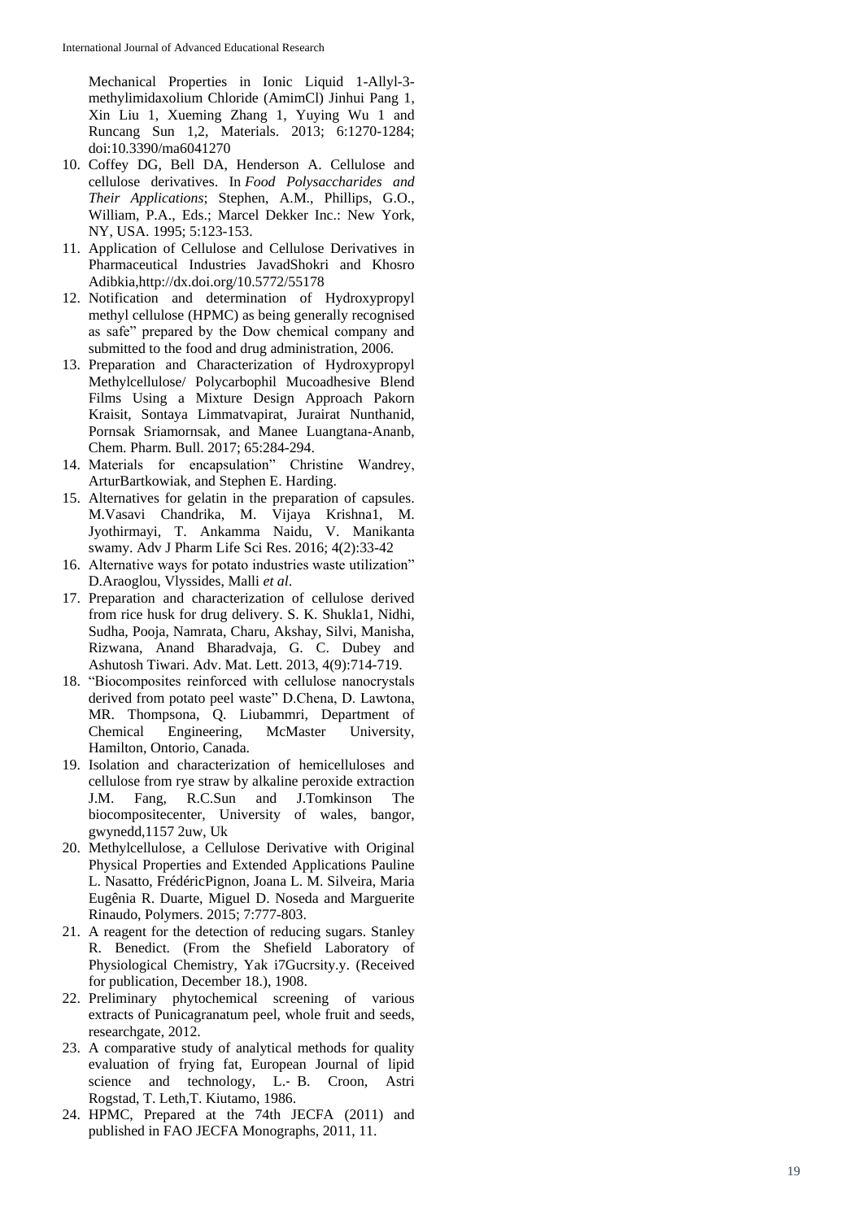Mechanical Properties in Ionic Liquid 1-Allyl-3-methylimidaxolium Chloride (AmimCl) Jinhui Pang 1, Xin Liu 1, Xueming Zhang 1, Yuying Wu 1 and Runcang Sun 1,2, Materials. 2013; 6:1270-1284; doi:10.3390/ma6041270

10. Coffey DG, Bell DA, Henderson A. Cellulose and cellulose derivatives. In *Food Polysaccharides and Their Applications*; Stephen, A.M., Phillips, G.O., William, P.A., Eds.; Marcel Dekker Inc.: New York, NY, USA. 1995; 5:123-153.
11. Application of Cellulose and Cellulose Derivatives in Pharmaceutical Industries JavadShokri and Khosro Adibkia,http://dx.doi.org/10.5772/55178
12. Notification and determination of Hydroxypropyl methyl cellulose (HPMC) as being generally recognised as safe" prepared by the Dow chemical company and submitted to the food and drug administration, 2006.
13. Preparation and Characterization of Hydroxypropyl Methylcellulose/ Polycarbophil Mucoadhesive Blend Films Using a Mixture Design Approach Pakorn Kraisit, Sontaya Limmatvapirat, Jurairat Nunthanid, Pornsak Sriamornsak, and Manee Luangtana-Ananb, Chem. Pharm. Bull. 2017; 65:284-294.
14. Materials for encapsulation" Christine Wandrey, ArturBartkowiak, and Stephen E. Harding.
15. Alternatives for gelatin in the preparation of capsules. M.Vasavi Chandrika, M. Vijaya Krishna1, M. Jyothirmayi, T. Ankamma Naidu, V. Manikanta swamy. Adv J Pharm Life Sci Res. 2016; 4(2):33-42
16. Alternative ways for potato industries waste utilization" D.Araoglou, Vlyssides, Malli *et al*.
17. Preparation and characterization of cellulose derived from rice husk for drug delivery. S. K. Shukla1, Nidhi, Sudha, Pooja, Namrata, Charu, Akshay, Silvi, Manisha, Rizwana, Anand Bharadvaja, G. C. Dubey and Ashutosh Tiwari. Adv. Mat. Lett. 2013, 4(9):714-719.
18. "Biocomposites reinforced with cellulose nanocrystals derived from potato peel waste" D.Chena, D. Lawtona, MR. Thompsona, Q. Liubammri, Department of Chemical Engineering, McMaster University, Hamilton, Ontorio, Canada.
19. Isolation and characterization of hemicelluloses and cellulose from rye straw by alkaline peroxide extraction J.M. Fang, R.C.Sun and J.Tomkinson The biocompositecenter, University of wales, bangor, gwynedd,1157 2uw, Uk
20. Methylcellulose, a Cellulose Derivative with Original Physical Properties and Extended Applications Pauline L. Nasatto, FrédéricPignon, Joana L. M. Silveira, Maria Eugênia R. Duarte, Miguel D. Noseda and Marguerite Rinaudo, Polymers. 2015; 7:777-803.
21. A reagent for the detection of reducing sugars. Stanley R. Benedict. (From the Shefield Laboratory of Physiological Chemistry, Yak i7Gucrsity.y. (Received for publication, December 18.), 1908.
22. Preliminary phytochemical screening of various extracts of Punicagranatum peel, whole fruit and seeds, researchgate, 2012.
23. A comparative study of analytical methods for quality evaluation of frying fat, European Journal of lipid science and technology, L.- B. Croon, Astri Rogstad, T. Leth,T. Kiutamo, 1986.
24. HPMC, Prepared at the 74th JECFA (2011) and published in FAO JECFA Monographs, 2011, 11.